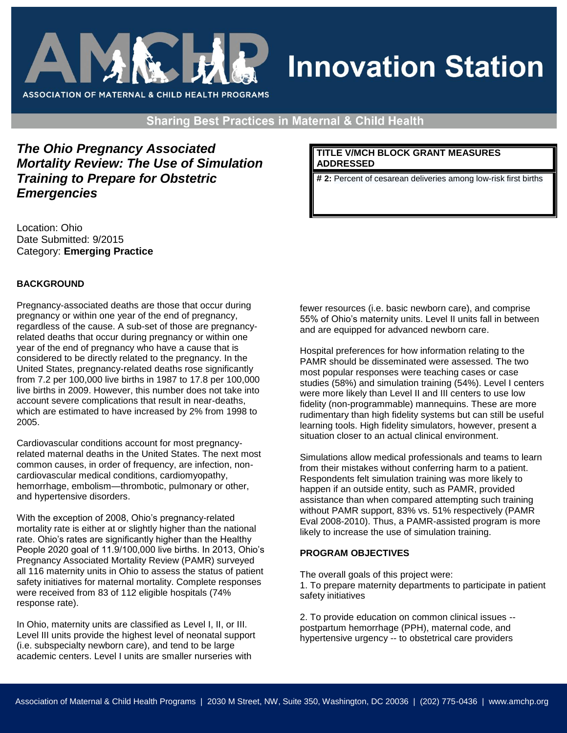# Innovation Station

ASSOCIATION OF MATERNAL & CHILD HEALTH PROGRAMS

Sharing Best Practices in Maternal & Child Health

## *The Ohio Pregnancy Associated Mortality Review: The Use of Simulation Training to Prepare for Obstetric Emergencies*

| TITLE V/MCH BLOCK GRANT MEASURES ADDRESSED |
|---|
| **# 2:** Percent of cesarean deliveries among low-risk first births |

Location: Ohio
Date Submitted: 9/2015
Category: **Emerging Practice**

### BACKGROUND

Pregnancy-associated deaths are those that occur during pregnancy or within one year of the end of pregnancy, regardless of the cause. A sub-set of those are pregnancy-related deaths that occur during pregnancy or within one year of the end of pregnancy who have a cause that is considered to be directly related to the pregnancy. In the United States, pregnancy-related deaths rose significantly from 7.2 per 100,000 live births in 1987 to 17.8 per 100,000 live births in 2009. However, this number does not take into account severe complications that result in near-deaths, which are estimated to have increased by 2% from 1998 to 2005.

Cardiovascular conditions account for most pregnancy-related maternal deaths in the United States. The next most common causes, in order of frequency, are infection, non-cardiovascular medical conditions, cardiomyopathy, hemorrhage, embolism—thrombotic, pulmonary or other, and hypertensive disorders.

With the exception of 2008, Ohio's pregnancy-related mortality rate is either at or slightly higher than the national rate. Ohio's rates are significantly higher than the Healthy People 2020 goal of 11.9/100,000 live births. In 2013, Ohio's Pregnancy Associated Mortality Review (PAMR) surveyed all 116 maternity units in Ohio to assess the status of patient safety initiatives for maternal mortality. Complete responses were received from 83 of 112 eligible hospitals (74% response rate).

In Ohio, maternity units are classified as Level I, II, or III. Level III units provide the highest level of neonatal support (i.e. subspecialty newborn care), and tend to be large academic centers. Level I units are smaller nurseries with fewer resources (i.e. basic newborn care), and comprise 55% of Ohio's maternity units. Level II units fall in between and are equipped for advanced newborn care.

Hospital preferences for how information relating to the PAMR should be disseminated were assessed. The two most popular responses were teaching cases or case studies (58%) and simulation training (54%). Level I centers were more likely than Level II and III centers to use low fidelity (non-programmable) mannequins. These are more rudimentary than high fidelity systems but can still be useful learning tools. High fidelity simulators, however, present a situation closer to an actual clinical environment.

Simulations allow medical professionals and teams to learn from their mistakes without conferring harm to a patient. Respondents felt simulation training was more likely to happen if an outside entity, such as PAMR, provided assistance than when compared attempting such training without PAMR support, 83% vs. 51% respectively (PAMR Eval 2008-2010). Thus, a PAMR-assisted program is more likely to increase the use of simulation training.

### PROGRAM OBJECTIVES

The overall goals of this project were:

1. To prepare maternity departments to participate in patient safety initiatives

2. To provide education on common clinical issues -- postpartum hemorrhage (PPH), maternal code, and hypertensive urgency -- to obstetrical care providers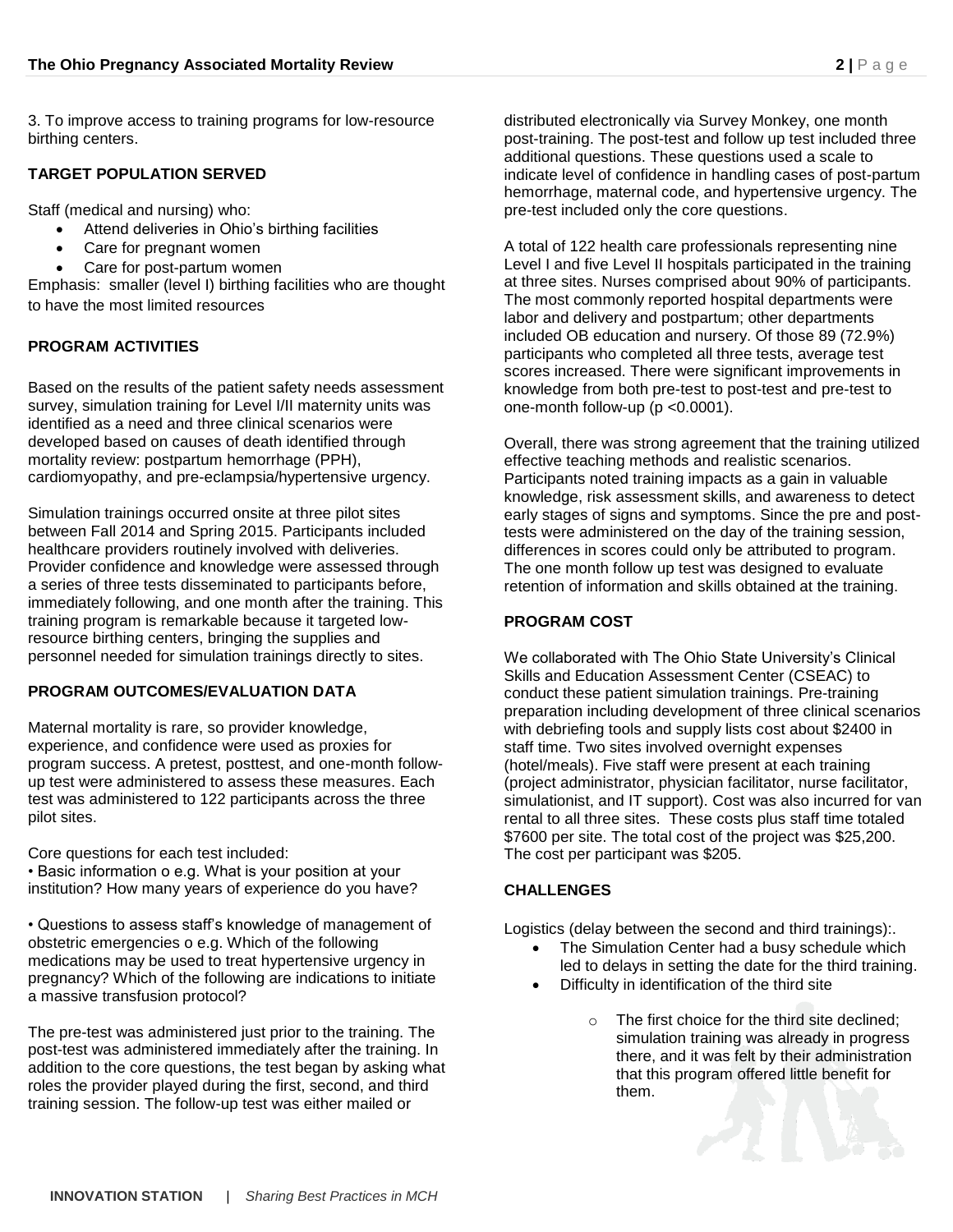3. To improve access to training programs for low-resource birthing centers.

## TARGET POPULATION SERVED

Staff (medical and nursing) who:

- Attend deliveries in Ohio's birthing facilities
- Care for pregnant women
- Care for post-partum women

Emphasis: smaller (level I) birthing facilities who are thought to have the most limited resources

## PROGRAM ACTIVITIES

Based on the results of the patient safety needs assessment survey, simulation training for Level I/II maternity units was identified as a need and three clinical scenarios were developed based on causes of death identified through mortality review: postpartum hemorrhage (PPH), cardiomyopathy, and pre-eclampsia/hypertensive urgency.

Simulation trainings occurred onsite at three pilot sites between Fall 2014 and Spring 2015. Participants included healthcare providers routinely involved with deliveries. Provider confidence and knowledge were assessed through a series of three tests disseminated to participants before, immediately following, and one month after the training. This training program is remarkable because it targeted low-resource birthing centers, bringing the supplies and personnel needed for simulation trainings directly to sites.

## PROGRAM OUTCOMES/EVALUATION DATA

Maternal mortality is rare, so provider knowledge, experience, and confidence were used as proxies for program success. A pretest, posttest, and one-month follow-up test were administered to assess these measures. Each test was administered to 122 participants across the three pilot sites.

Core questions for each test included:
• Basic information o e.g. What is your position at your institution? How many years of experience do you have?

• Questions to assess staff's knowledge of management of obstetric emergencies o e.g. Which of the following medications may be used to treat hypertensive urgency in pregnancy? Which of the following are indications to initiate a massive transfusion protocol?

The pre-test was administered just prior to the training. The post-test was administered immediately after the training. In addition to the core questions, the test began by asking what roles the provider played during the first, second, and third training session. The follow-up test was either mailed or distributed electronically via Survey Monkey, one month post-training. The post-test and follow up test included three additional questions. These questions used a scale to indicate level of confidence in handling cases of post-partum hemorrhage, maternal code, and hypertensive urgency. The pre-test included only the core questions.

A total of 122 health care professionals representing nine Level I and five Level II hospitals participated in the training at three sites. Nurses comprised about 90% of participants. The most commonly reported hospital departments were labor and delivery and postpartum; other departments included OB education and nursery. Of those 89 (72.9%) participants who completed all three tests, average test scores increased. There were significant improvements in knowledge from both pre-test to post-test and pre-test to one-month follow-up ($p < 0.0001$).

Overall, there was strong agreement that the training utilized effective teaching methods and realistic scenarios. Participants noted training impacts as a gain in valuable knowledge, risk assessment skills, and awareness to detect early stages of signs and symptoms. Since the pre and post-tests were administered on the day of the training session, differences in scores could only be attributed to program. The one month follow up test was designed to evaluate retention of information and skills obtained at the training.

## PROGRAM COST

We collaborated with The Ohio State University's Clinical Skills and Education Assessment Center (CSEAC) to conduct these patient simulation trainings. Pre-training preparation including development of three clinical scenarios with debriefing tools and supply lists cost about $2400 in staff time. Two sites involved overnight expenses (hotel/meals). Five staff were present at each training (project administrator, physician facilitator, nurse facilitator, simulationist, and IT support). Cost was also incurred for van rental to all three sites. These costs plus staff time totaled $7600 per site. The total cost of the project was $25,200. The cost per participant was $205.

## CHALLENGES

Logistics (delay between the second and third trainings):.

- The Simulation Center had a busy schedule which led to delays in setting the date for the third training.
- Difficulty in identification of the third site
    - The first choice for the third site declined; simulation training was already in progress there, and it was felt by their administration that this program offered little benefit for them.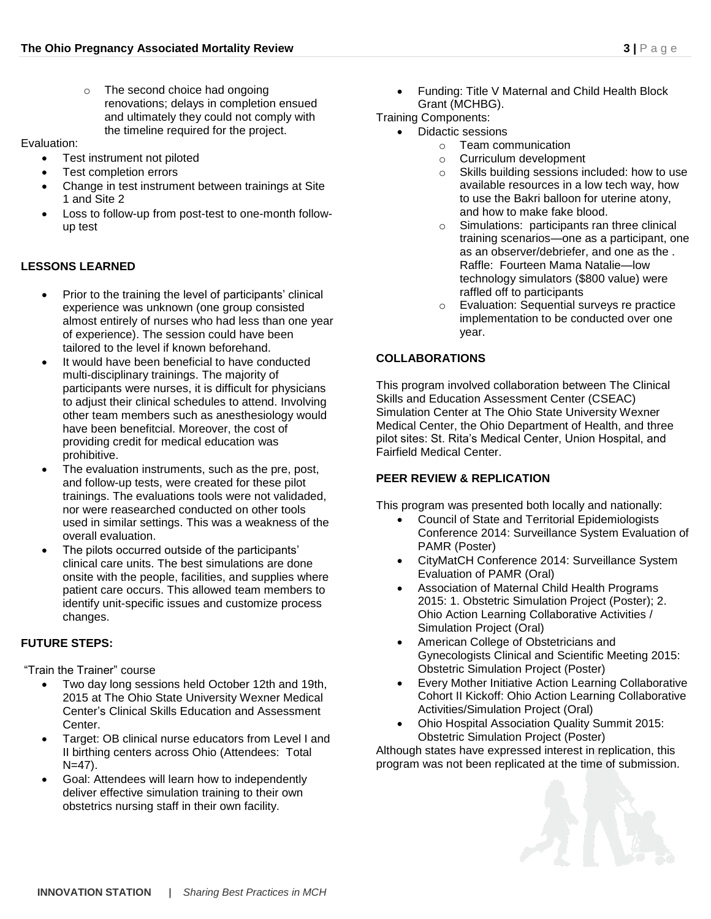- The second choice had ongoing renovations; delays in completion ensued and ultimately they could not comply with the timeline required for the project.

Evaluation:

- Test instrument not piloted
- Test completion errors
- Change in test instrument between trainings at Site 1 and Site 2
- Loss to follow-up from post-test to one-month follow-up test

## LESSONS LEARNED

- Prior to the training the level of participants' clinical experience was unknown (one group consisted almost entirely of nurses who had less than one year of experience). The session could have been tailored to the level if known beforehand.
- It would have been beneficial to have conducted multi-disciplinary trainings. The majority of participants were nurses, it is difficult for physicians to adjust their clinical schedules to attend. Involving other team members such as anesthesiology would have been benefitcial. Moreover, the cost of providing credit for medical education was prohibitive.
- The evaluation instruments, such as the pre, post, and follow-up tests, were created for these pilot trainings. The evaluations tools were not validaded, nor were reasearched conducted on other tools used in similar settings. This was a weakness of the overall evaluation.
- The pilots occurred outside of the participants' clinical care units. The best simulations are done onsite with the people, facilities, and supplies where patient care occurs. This allowed team members to identify unit-specific issues and customize process changes.

## FUTURE STEPS:

"Train the Trainer" course

- Two day long sessions held October 12th and 19th, 2015 at The Ohio State University Wexner Medical Center's Clinical Skills Education and Assessment Center.
- Target: OB clinical nurse educators from Level I and II birthing centers across Ohio (Attendees: Total N=47).
- Goal: Attendees will learn how to independently deliver effective simulation training to their own obstetrics nursing staff in their own facility.
- Funding: Title V Maternal and Child Health Block Grant (MCHBG).

Training Components:

- Didactic sessions
  - Team communication
  - Curriculum development
  - Skills building sessions included: how to use available resources in a low tech way, how to use the Bakri balloon for uterine atony, and how to make fake blood.
  - Simulations: participants ran three clinical training scenarios—one as a participant, one as an observer/debriefer, and one as the . Raffle: Fourteen Mama Natalie—low technology simulators ($800 value) were raffled off to participants
  - Evaluation: Sequential surveys re practice implementation to be conducted over one year.

## COLLABORATIONS

This program involved collaboration between The Clinical Skills and Education Assessment Center (CSEAC) Simulation Center at The Ohio State University Wexner Medical Center, the Ohio Department of Health, and three pilot sites: St. Rita's Medical Center, Union Hospital, and Fairfield Medical Center.

## PEER REVIEW & REPLICATION

This program was presented both locally and nationally:

- Council of State and Territorial Epidemiologists Conference 2014: Surveillance System Evaluation of PAMR (Poster)
- CityMatCH Conference 2014: Surveillance System Evaluation of PAMR (Oral)
- Association of Maternal Child Health Programs 2015: 1. Obstetric Simulation Project (Poster); 2. Ohio Action Learning Collaborative Activities / Simulation Project (Oral)
- American College of Obstetricians and Gynecologists Clinical and Scientific Meeting 2015: Obstetric Simulation Project (Poster)
- Every Mother Initiative Action Learning Collaborative Cohort II Kickoff: Ohio Action Learning Collaborative Activities/Simulation Project (Oral)
- Ohio Hospital Association Quality Summit 2015: Obstetric Simulation Project (Poster)

Although states have expressed interest in replication, this program was not been replicated at the time of submission.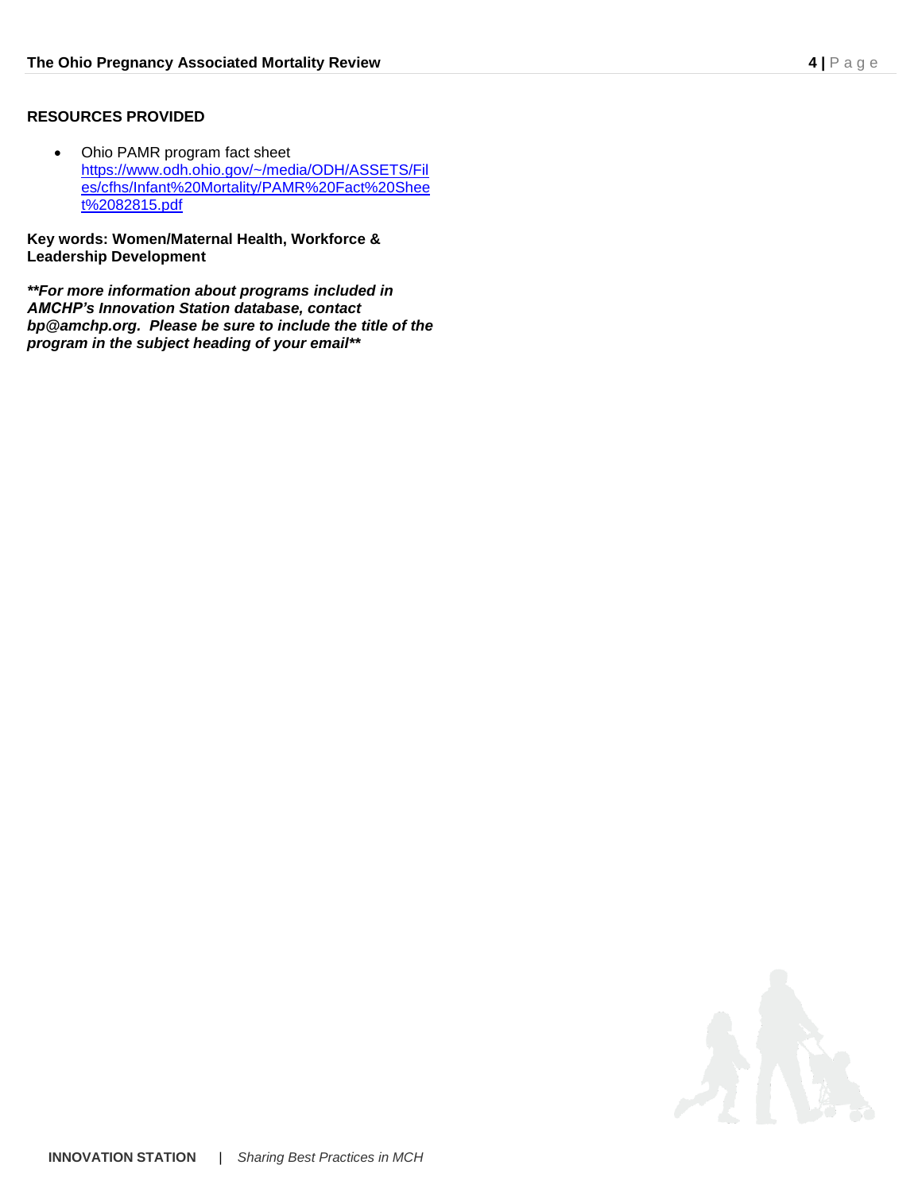**RESOURCES PROVIDED**

- Ohio PAMR program fact sheet https://www.odh.ohio.gov/~/media/ODH/ASSETS/Files/cfhs/Infant%20Mortality/PAMR%20Fact%20Sheet%2082815.pdf

**Key words: Women/Maternal Health, Workforce & Leadership Development**

***\*\*For more information about programs included in AMCHP's Innovation Station database, contact bp@amchp.org. Please be sure to include the title of the program in the subject heading of your email\*\****